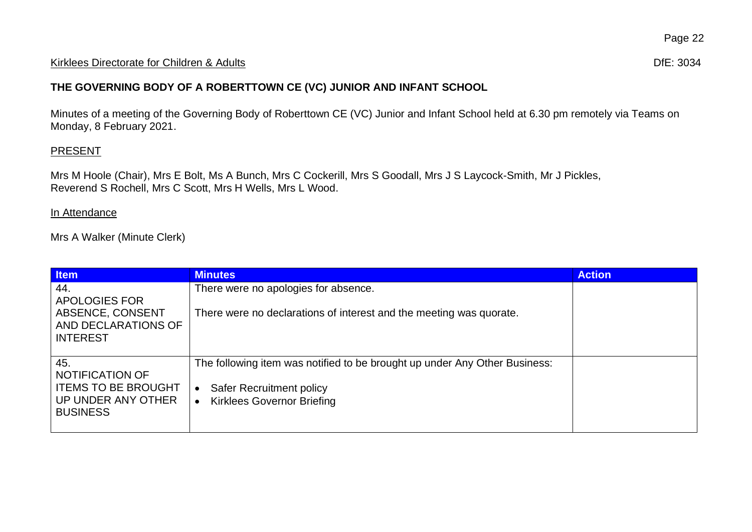Kirklees Directorate for Children & Adults DfE: 3034

**THE GOVERNING BODY OF A ROBERTTOWN CE (VC) JUNIOR AND INFANT SCHOOL**

Minutes of a meeting of the Governing Body of Roberttown CE (VC) Junior and Infant School held at 6.30 pm remotely via Teams on Monday, 8 February 2021.

PRESENT

Mrs M Hoole (Chair), Mrs E Bolt, Ms A Bunch, Mrs C Cockerill, Mrs S Goodall, Mrs J S Laycock-Smith, Mr J Pickles, Reverend S Rochell, Mrs C Scott, Mrs H Wells, Mrs L Wood.

In Attendance

Mrs A Walker (Minute Clerk)

| Item | Minutes | Action |
| --- | --- | --- |
| 44. APOLOGIES FOR ABSENCE, CONSENT AND DECLARATIONS OF INTEREST | There were no apologies for absence.<br><br>There were no declarations of interest and the meeting was quorate. | |
| 45. NOTIFICATION OF ITEMS TO BE BROUGHT UP UNDER ANY OTHER BUSINESS | The following item was notified to be brought up under Any Other Business:<br><br>• Safer Recruitment policy<br>• Kirklees Governor Briefing | |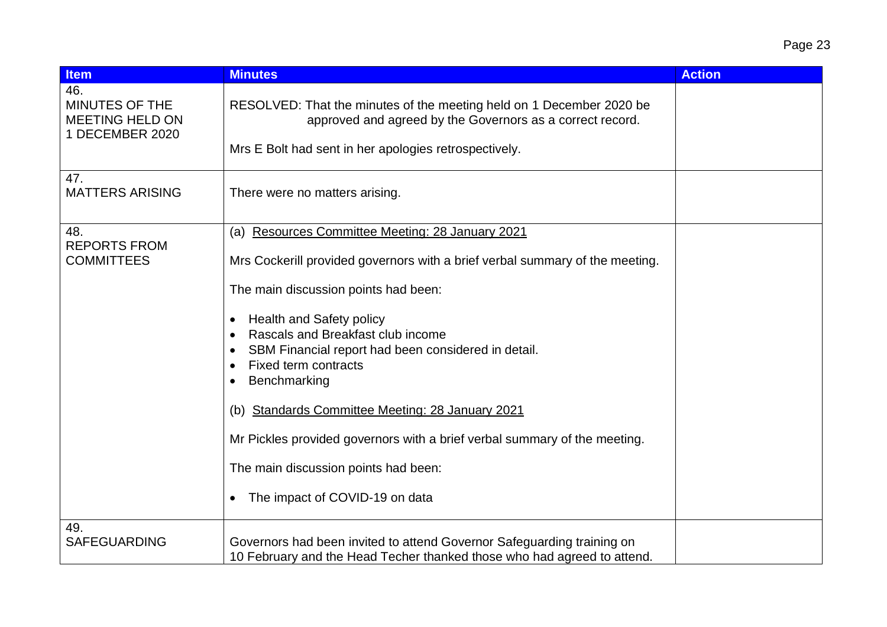| Item | Minutes | Action |
|---|---|---|
| 46.<br>MINUTES OF THE MEETING HELD ON 1 DECEMBER 2020 | RESOLVED: That the minutes of the meeting held on 1 December 2020 be approved and agreed by the Governors as a correct record.<br><br>Mrs E Bolt had sent in her apologies retrospectively. | |
| 47.<br>MATTERS ARISING | There were no matters arising. | |
| 48.<br>REPORTS FROM COMMITTEES | (a) <u>Resources Committee Meeting: 28 January 2021</u><br><br>Mrs Cockerill provided governors with a brief verbal summary of the meeting.<br><br>The main discussion points had been:<br><br>• Health and Safety policy<br>• Rascals and Breakfast club income<br>• SBM Financial report had been considered in detail.<br>• Fixed term contracts<br>• Benchmarking<br><br>(b) <u>Standards Committee Meeting: 28 January 2021</u><br><br>Mr Pickles provided governors with a brief verbal summary of the meeting.<br><br>The main discussion points had been:<br><br>• The impact of COVID-19 on data | |
| 49.<br>SAFEGUARDING | Governors had been invited to attend Governor Safeguarding training on 10 February and the Head Techer thanked those who had agreed to attend. | |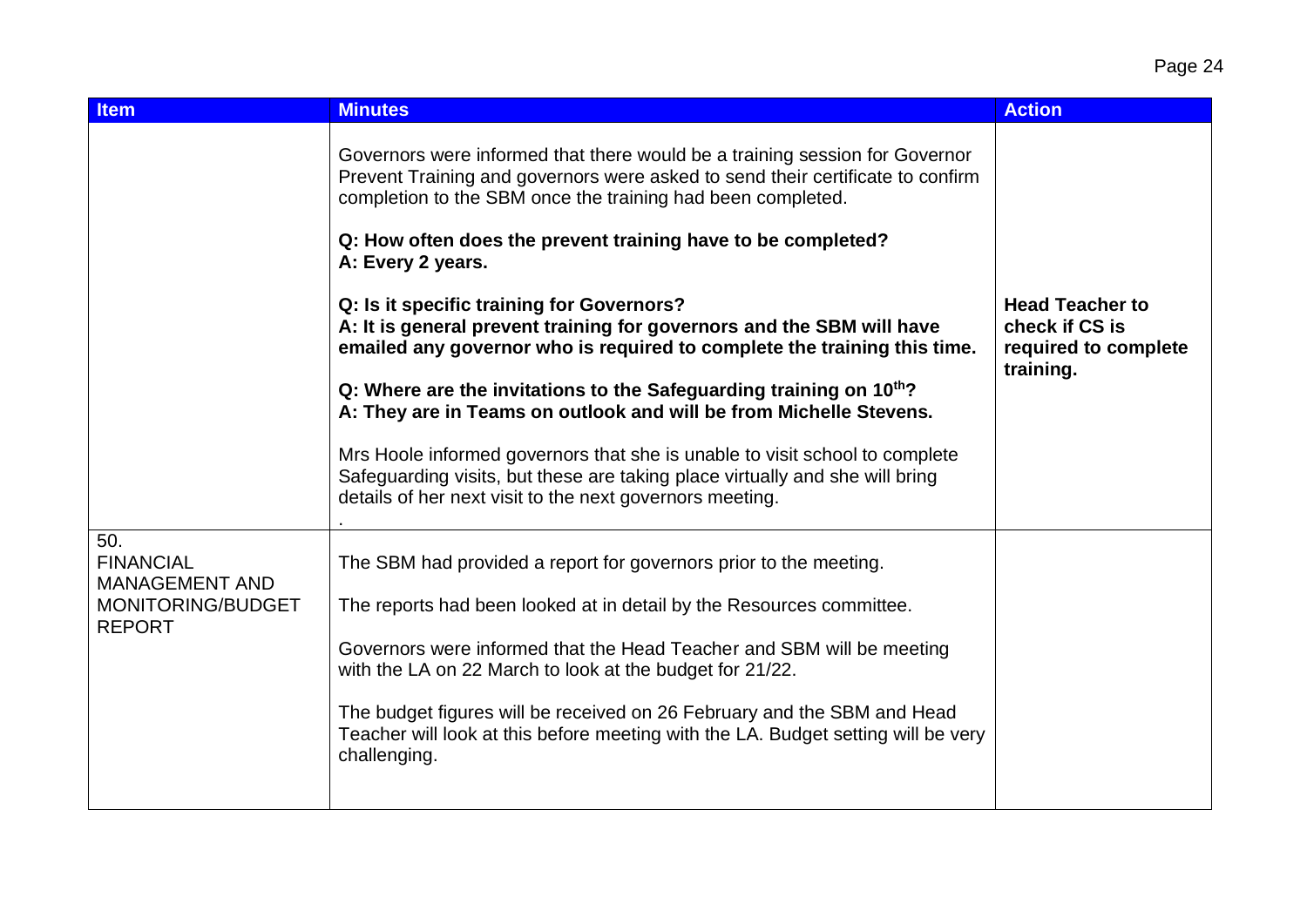| Item | Minutes | Action |
|---|---|---|
| | Governors were informed that there would be a training session for Governor Prevent Training and governors were asked to send their certificate to confirm completion to the SBM once the training had been completed.<br><br>**Q: How often does the prevent training have to be completed?**<br>**A: Every 2 years.**<br><br>**Q: Is it specific training for Governors?**<br>**A: It is general prevent training for governors and the SBM will have emailed any governor who is required to complete the training this time.**<br><br>**Q: Where are the invitations to the Safeguarding training on 10th?**<br>**A: They are in Teams on outlook and will be from Michelle Stevens.**<br><br>Mrs Hoole informed governors that she is unable to visit school to complete Safeguarding visits, but these are taking place virtually and she will bring details of her next visit to the next governors meeting.<br>. | **Head Teacher to check if CS is required to complete training.** |
| 50. FINANCIAL MANAGEMENT AND MONITORING/BUDGET REPORT | The SBM had provided a report for governors prior to the meeting.<br><br>The reports had been looked at in detail by the Resources committee.<br><br>Governors were informed that the Head Teacher and SBM will be meeting with the LA on 22 March to look at the budget for 21/22.<br><br>The budget figures will be received on 26 February and the SBM and Head Teacher will look at this before meeting with the LA. Budget setting will be very challenging. | |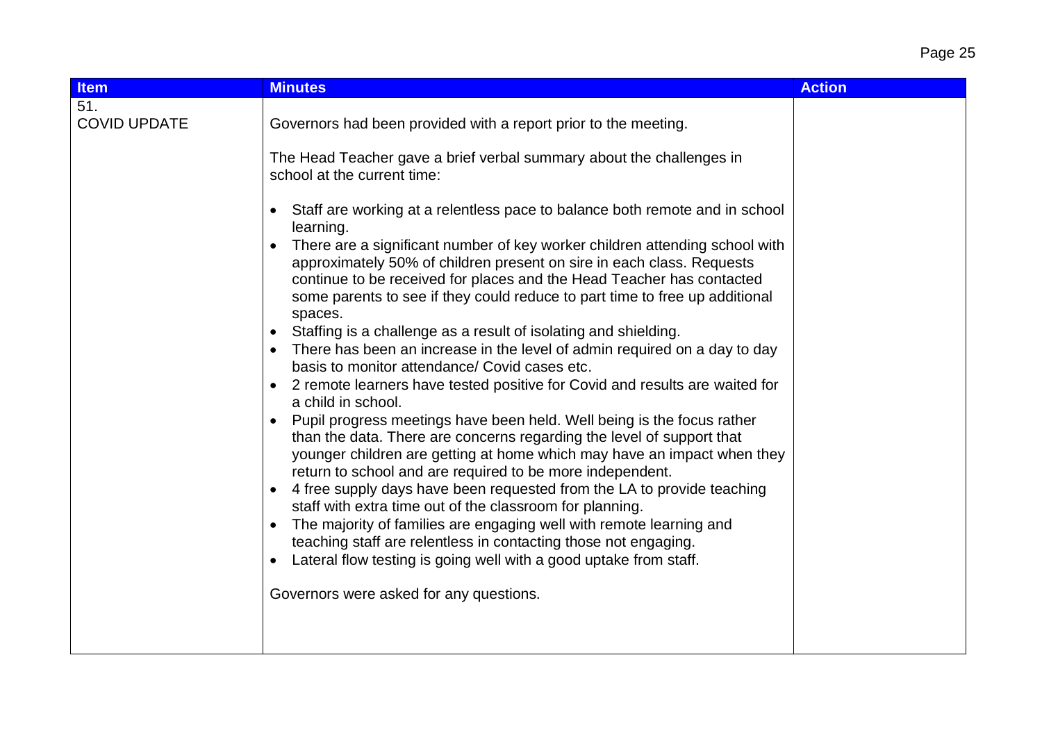| Item | Minutes | Action |
|---|---|---|
| 51.<br>COVID UPDATE | Governors had been provided with a report prior to the meeting.<br><br>The Head Teacher gave a brief verbal summary about the challenges in school at the current time:<br><br>• Staff are working at a relentless pace to balance both remote and in school learning.<br>• There are a significant number of key worker children attending school with approximately 50% of children present on sire in each class. Requests continue to be received for places and the Head Teacher has contacted some parents to see if they could reduce to part time to free up additional spaces.<br>• Staffing is a challenge as a result of isolating and shielding.<br>• There has been an increase in the level of admin required on a day to day basis to monitor attendance/ Covid cases etc.<br>• 2 remote learners have tested positive for Covid and results are waited for a child in school.<br>• Pupil progress meetings have been held. Well being is the focus rather than the data. There are concerns regarding the level of support that younger children are getting at home which may have an impact when they return to school and are required to be more independent.<br>• 4 free supply days have been requested from the LA to provide teaching staff with extra time out of the classroom for planning.<br>• The majority of families are engaging well with remote learning and teaching staff are relentless in contacting those not engaging.<br>• Lateral flow testing is going well with a good uptake from staff.<br><br>Governors were asked for any questions. | |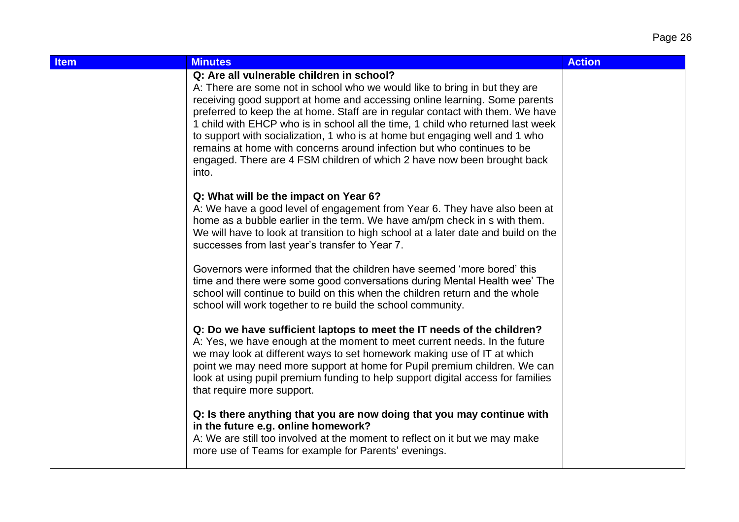| Item | Minutes | Action |
|---|---|---|
| | **Q: Are all vulnerable children in school?**<br>A: There are some not in school who we would like to bring in but they are receiving good support at home and accessing online learning. Some parents preferred to keep the at home. Staff are in regular contact with them. We have 1 child with EHCP who is in school all the time, 1 child who returned last week to support with socialization, 1 who is at home but engaging well and 1 who remains at home with concerns around infection but who continues to be engaged. There are 4 FSM children of which 2 have now been brought back into.<br><br>**Q: What will be the impact on Year 6?**<br>A: We have a good level of engagement from Year 6. They have also been at home as a bubble earlier in the term. We have am/pm check in s with them. We will have to look at transition to high school at a later date and build on the successes from last year's transfer to Year 7.<br><br>Governors were informed that the children have seemed 'more bored' this time and there were some good conversations during Mental Health wee' The school will continue to build on this when the children return and the whole school will work together to re build the school community.<br><br>**Q: Do we have sufficient laptops to meet the IT needs of the children?**<br>A: Yes, we have enough at the moment to meet current needs. In the future we may look at different ways to set homework making use of IT at which point we may need more support at home for Pupil premium children. We can look at using pupil premium funding to help support digital access for families that require more support.<br><br>**Q: Is there anything that you are now doing that you may continue with in the future e.g. online homework?**<br>A: We are still too involved at the moment to reflect on it but we may make more use of Teams for example for Parents' evenings. | |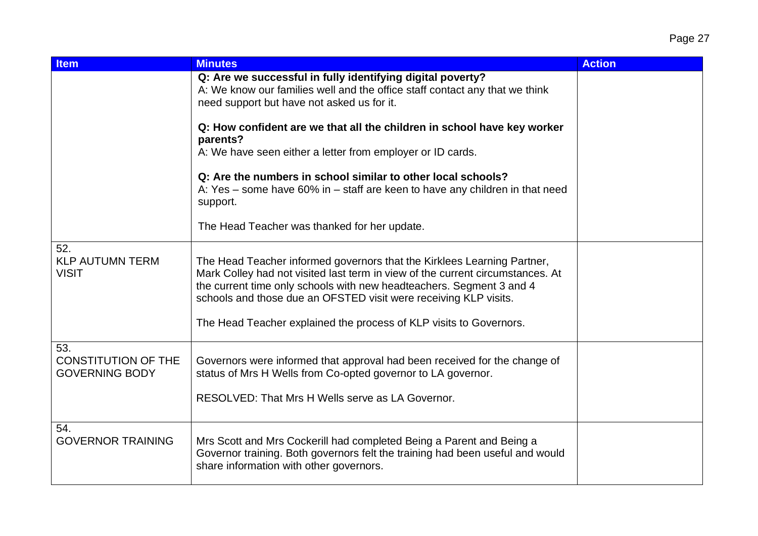| Item | Minutes | Action |
|---|---|---|
| | **Q: Are we successful in fully identifying digital poverty?**<br>A: We know our families well and the office staff contact any that we think need support but have not asked us for it.<br><br>**Q: How confident are we that all the children in school have key worker parents?**<br>A: We have seen either a letter from employer or ID cards.<br><br>**Q: Are the numbers in school similar to other local schools?**<br>A: Yes – some have 60% in – staff are keen to have any children in that need support.<br><br>The Head Teacher was thanked for her update. | |
| 52.<br>KLP AUTUMN TERM VISIT | The Head Teacher informed governors that the Kirklees Learning Partner, Mark Colley had not visited last term in view of the current circumstances. At the current time only schools with new headteachers. Segment 3 and 4 schools and those due an OFSTED visit were receiving KLP visits.<br><br>The Head Teacher explained the process of KLP visits to Governors. | |
| 53.<br>CONSTITUTION OF THE GOVERNING BODY | Governors were informed that approval had been received for the change of status of Mrs H Wells from Co-opted governor to LA governor.<br><br>RESOLVED: That Mrs H Wells serve as LA Governor. | |
| 54.<br>GOVERNOR TRAINING | Mrs Scott and Mrs Cockerill had completed Being a Parent and Being a Governor training. Both governors felt the training had been useful and would share information with other governors. | |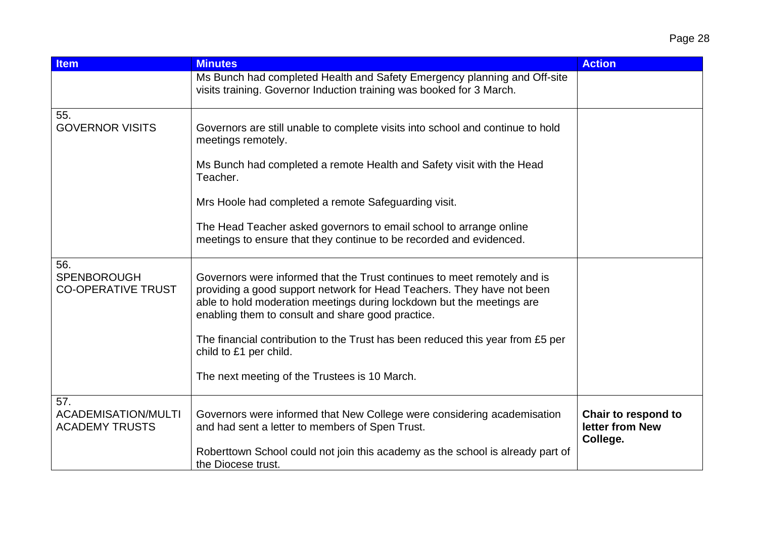| Item | Minutes | Action |
| --- | --- | --- |
| | Ms Bunch had completed Health and Safety Emergency planning and Off-site visits training. Governor Induction training was booked for 3 March. | |
| 55. GOVERNOR VISITS | Governors are still unable to complete visits into school and continue to hold meetings remotely.<br><br>Ms Bunch had completed a remote Health and Safety visit with the Head Teacher.<br><br>Mrs Hoole had completed a remote Safeguarding visit.<br><br>The Head Teacher asked governors to email school to arrange online meetings to ensure that they continue to be recorded and evidenced. | |
| 56. SPENBOROUGH CO-OPERATIVE TRUST | Governors were informed that the Trust continues to meet remotely and is providing a good support network for Head Teachers. They have not been able to hold moderation meetings during lockdown but the meetings are enabling them to consult and share good practice.<br><br>The financial contribution to the Trust has been reduced this year from £5 per child to £1 per child.<br><br>The next meeting of the Trustees is 10 March. | |
| 57. ACADEMISATION/MULTI ACADEMY TRUSTS | Governors were informed that New College were considering academisation and had sent a letter to members of Spen Trust.<br><br>Roberttown School could not join this academy as the school is already part of the Diocese trust. | **Chair to respond to letter from New College.** |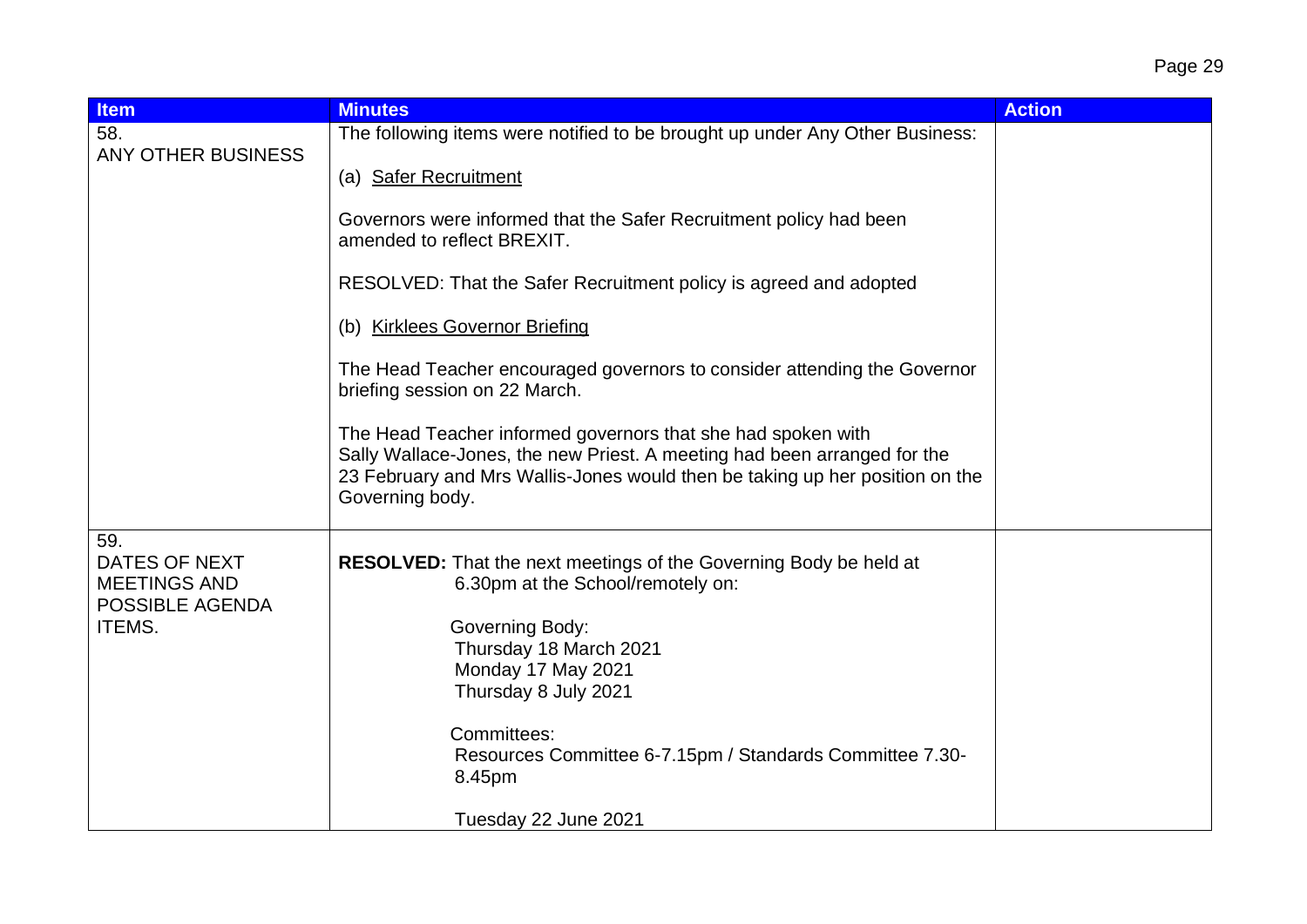| Item | Minutes | Action |
|---|---|---|
| 58.<br>ANY OTHER BUSINESS | The following items were notified to be brought up under Any Other Business:<br><br>(a) <u>Safer Recruitment</u><br><br>Governors were informed that the Safer Recruitment policy had been amended to reflect BREXIT.<br><br>RESOLVED: That the Safer Recruitment policy is agreed and adopted<br><br>(b) <u>Kirklees Governor Briefing</u><br><br>The Head Teacher encouraged governors to consider attending the Governor briefing session on 22 March.<br><br>The Head Teacher informed governors that she had spoken with Sally Wallace-Jones, the new Priest. A meeting had been arranged for the 23 February and Mrs Wallis-Jones would then be taking up her position on the Governing body. | |
| 59.<br>DATES OF NEXT MEETINGS AND POSSIBLE AGENDA ITEMS. | **RESOLVED:** That the next meetings of the Governing Body be held at 6.30pm at the School/remotely on:<br><br>Governing Body:<br>Thursday 18 March 2021<br>Monday 17 May 2021<br>Thursday 8 July 2021<br><br>Committees:<br>Resources Committee 6-7.15pm / Standards Committee 7.30-8.45pm<br><br>Tuesday 22 June 2021 | |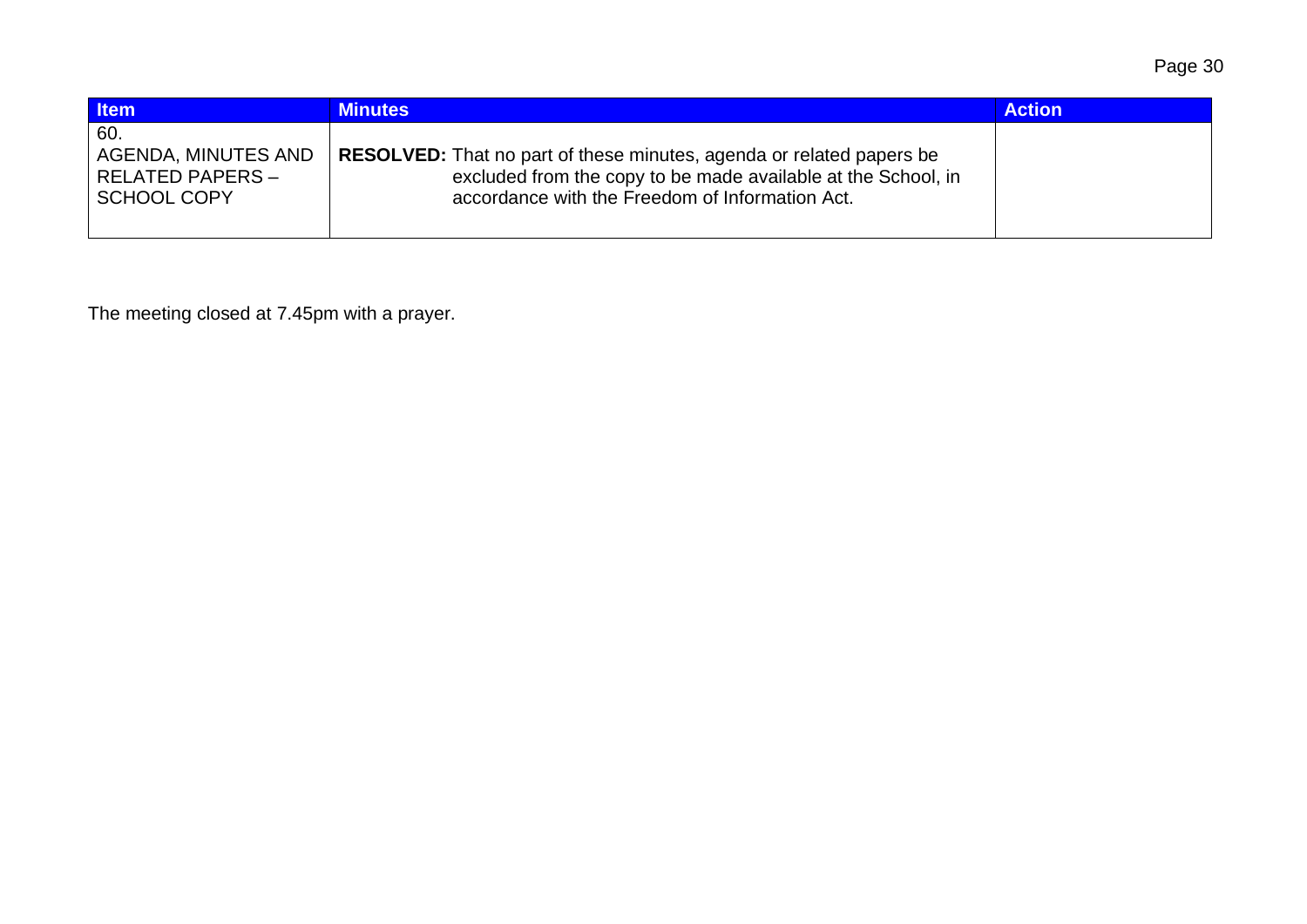| Item | Minutes | Action |
| --- | --- | --- |
| 60. AGENDA, MINUTES AND RELATED PAPERS – SCHOOL COPY | **RESOLVED:** That no part of these minutes, agenda or related papers be excluded from the copy to be made available at the School, in accordance with the Freedom of Information Act. | |

The meeting closed at 7.45pm with a prayer.